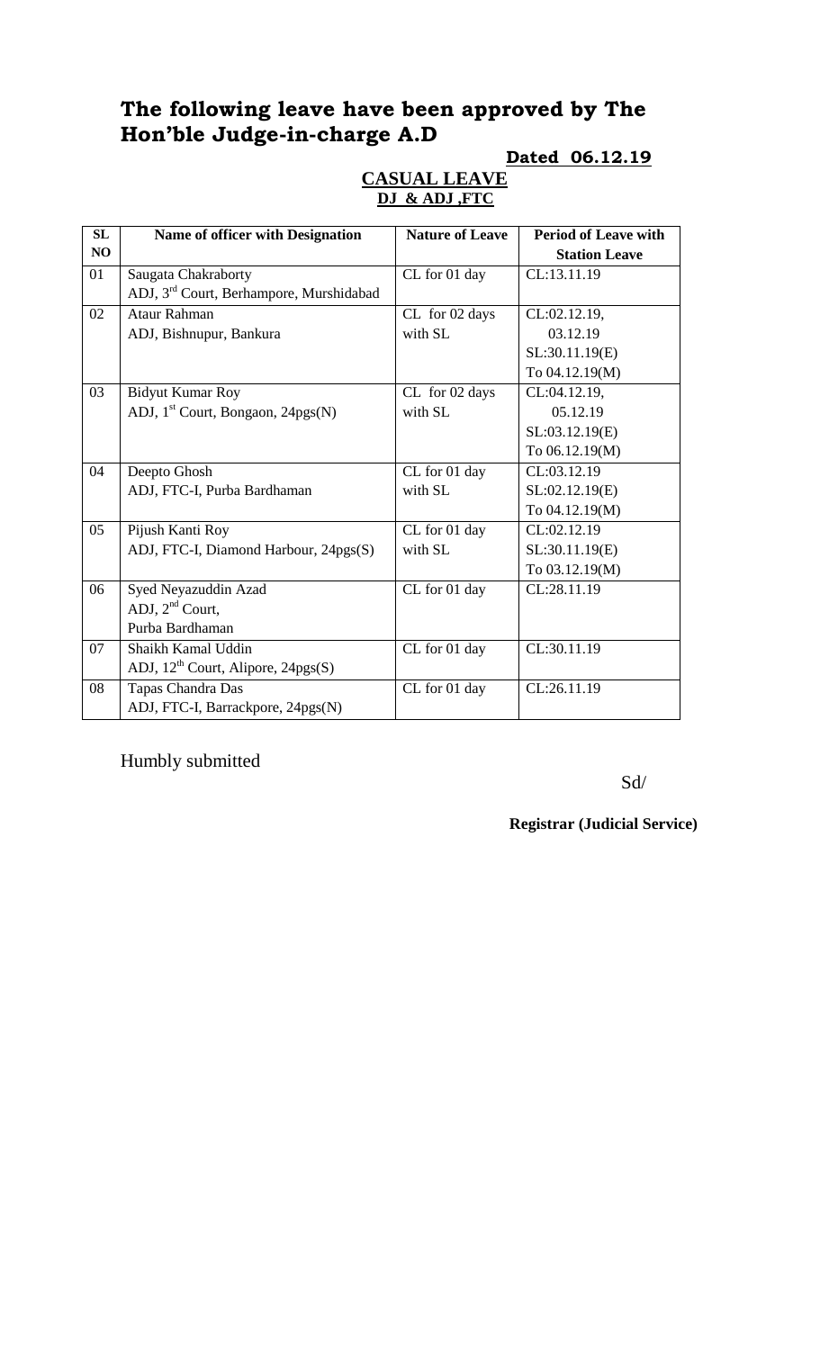# The following leave have been approved by The Hon'ble Judge-in-charge A.D

**Dated 06.12.19**

**CASUAL LEAVE**

**DJ & ADJ ,FTC**

| SL NO | Name of officer with Designation | Nature of Leave | Period of Leave with Station Leave |
|---|---|---|---|
| 01 | Saugata Chakraborty<br>ADJ, 3rd Court, Berhampore, Murshidabad | CL for 01 day | CL:13.11.19 |
| 02 | Ataur Rahman<br>ADJ, Bishnupur, Bankura | CL for 02 days with SL | CL:02.12.19, 03.12.19<br>SL:30.11.19(E) To 04.12.19(M) |
| 03 | Bidyut Kumar Roy<br>ADJ, 1st Court, Bongaon, 24pgs(N) | CL for 02 days with SL | CL:04.12.19, 05.12.19<br>SL:03.12.19(E) To 06.12.19(M) |
| 04 | Deepto Ghosh<br>ADJ, FTC-I, Purba Bardhaman | CL for 01 day with SL | CL:03.12.19<br>SL:02.12.19(E) To 04.12.19(M) |
| 05 | Pijush Kanti Roy<br>ADJ, FTC-I, Diamond Harbour, 24pgs(S) | CL for 01 day with SL | CL:02.12.19<br>SL:30.11.19(E) To 03.12.19(M) |
| 06 | Syed Neyazuddin Azad<br>ADJ, 2nd Court, Purba Bardhaman | CL for 01 day | CL:28.11.19 |
| 07 | Shaikh Kamal Uddin<br>ADJ, 12th Court, Alipore, 24pgs(S) | CL for 01 day | CL:30.11.19 |
| 08 | Tapas Chandra Das<br>ADJ, FTC-I, Barrackpore, 24pgs(N) | CL for 01 day | CL:26.11.19 |

Humbly submitted

Sd/

**Registrar (Judicial Service)**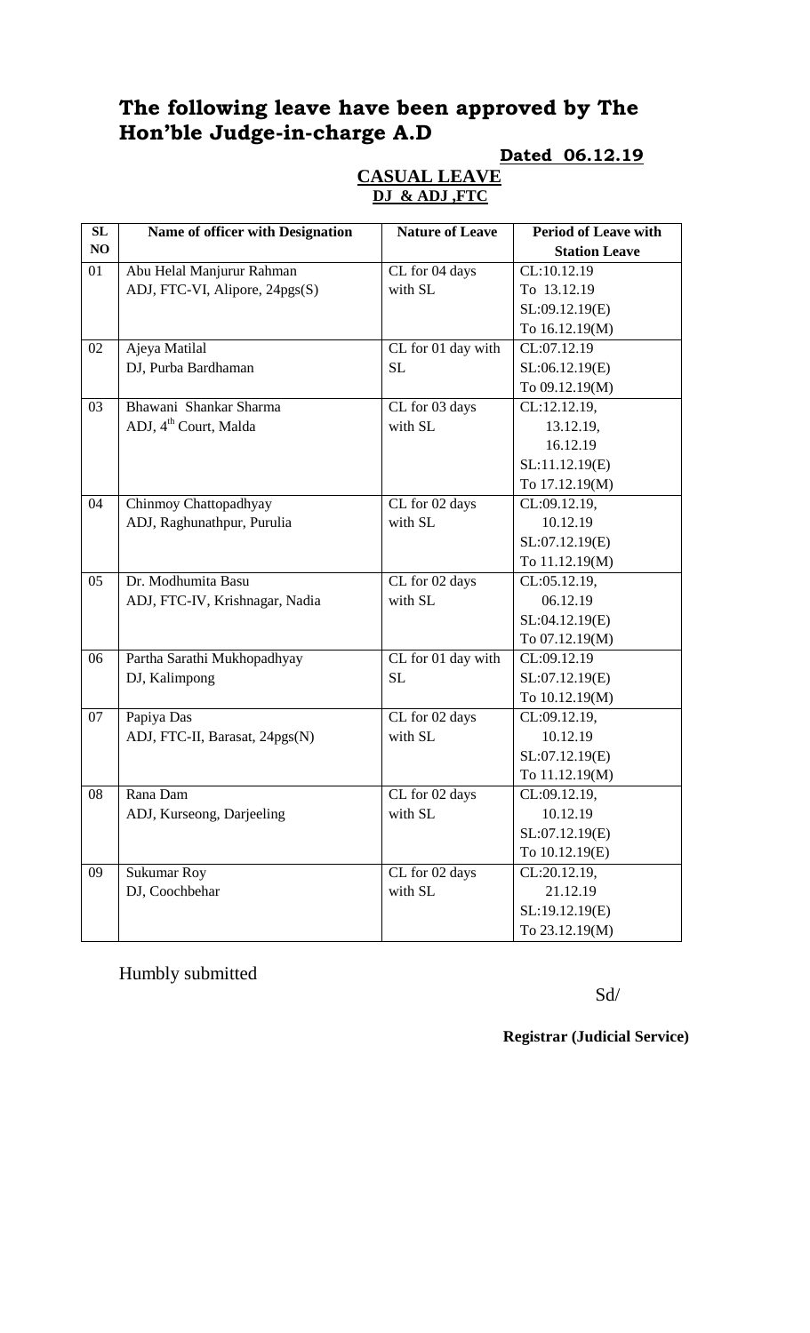# The following leave have been approved by The Hon'ble Judge-in-charge A.D

**Dated 06.12.19**

**CASUAL LEAVE**
**DJ & ADJ ,FTC**

| SL NO | Name of officer with Designation | Nature of Leave | Period of Leave with Station Leave |
|---|---|---|---|
| 01 | Abu Helal Manjurur Rahman<br>ADJ, FTC-VI, Alipore, 24pgs(S) | CL for 04 days with SL | CL:10.12.19<br>To 13.12.19<br>SL:09.12.19(E)<br>To 16.12.19(M) |
| 02 | Ajeya Matilal<br>DJ, Purba Bardhaman | CL for 01 day with SL | CL:07.12.19<br>SL:06.12.19(E)<br>To 09.12.19(M) |
| 03 | Bhawani Shankar Sharma<br>ADJ, 4th Court, Malda | CL for 03 days with SL | CL:12.12.19,<br>13.12.19,<br>16.12.19<br>SL:11.12.19(E)<br>To 17.12.19(M) |
| 04 | Chinmoy Chattopadhyay<br>ADJ, Raghunathpur, Purulia | CL for 02 days with SL | CL:09.12.19,<br>10.12.19<br>SL:07.12.19(E)<br>To 11.12.19(M) |
| 05 | Dr. Modhumita Basu<br>ADJ, FTC-IV, Krishnagar, Nadia | CL for 02 days with SL | CL:05.12.19,<br>06.12.19<br>SL:04.12.19(E)<br>To 07.12.19(M) |
| 06 | Partha Sarathi Mukhopadhyay<br>DJ, Kalimpong | CL for 01 day with SL | CL:09.12.19<br>SL:07.12.19(E)<br>To 10.12.19(M) |
| 07 | Papiya Das<br>ADJ, FTC-II, Barasat, 24pgs(N) | CL for 02 days with SL | CL:09.12.19,<br>10.12.19<br>SL:07.12.19(E)<br>To 11.12.19(M) |
| 08 | Rana Dam<br>ADJ, Kurseong, Darjeeling | CL for 02 days with SL | CL:09.12.19,<br>10.12.19<br>SL:07.12.19(E)<br>To 10.12.19(E) |
| 09 | Sukumar Roy<br>DJ, Coochbehar | CL for 02 days with SL | CL:20.12.19,<br>21.12.19<br>SL:19.12.19(E)<br>To 23.12.19(M) |

Humbly submitted

Sd/

**Registrar (Judicial Service)**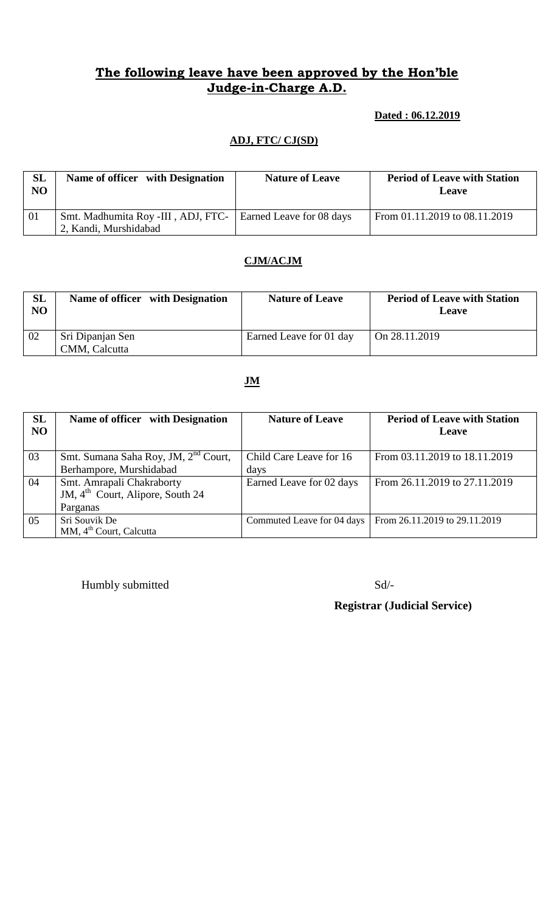# The following leave have been approved by the Hon'ble Judge-in-Charge A.D.

**Dated : 06.12.2019**

**ADJ, FTC/ CJ(SD)**

| SL NO | Name of officer with Designation | Nature of Leave | Period of Leave with Station Leave |
|---|---|---|---|
| 01 | Smt. Madhumita Roy -III , ADJ, FTC-2, Kandi, Murshidabad | Earned Leave for 08 days | From 01.11.2019 to 08.11.2019 |

**CJM/ACJM**

| SL NO | Name of officer with Designation | Nature of Leave | Period of Leave with Station Leave |
|---|---|---|---|
| 02 | Sri Dipanjan Sen CMM, Calcutta | Earned Leave for 01 day | On 28.11.2019 |

**JM**

| SL NO | Name of officer with Designation | Nature of Leave | Period of Leave with Station Leave |
|---|---|---|---|
| 03 | Smt. Sumana Saha Roy, JM, 2nd Court, Berhampore, Murshidabad | Child Care Leave for 16 days | From 03.11.2019 to 18.11.2019 |
| 04 | Smt. Amrapali Chakraborty JM, 4th Court, Alipore, South 24 Parganas | Earned Leave for 02 days | From 26.11.2019 to 27.11.2019 |
| 05 | Sri Souvik De MM, 4th Court, Calcutta | Commuted Leave for 04 days | From 26.11.2019 to 29.11.2019 |

Humbly submitted

Sd/-

**Registrar (Judicial Service)**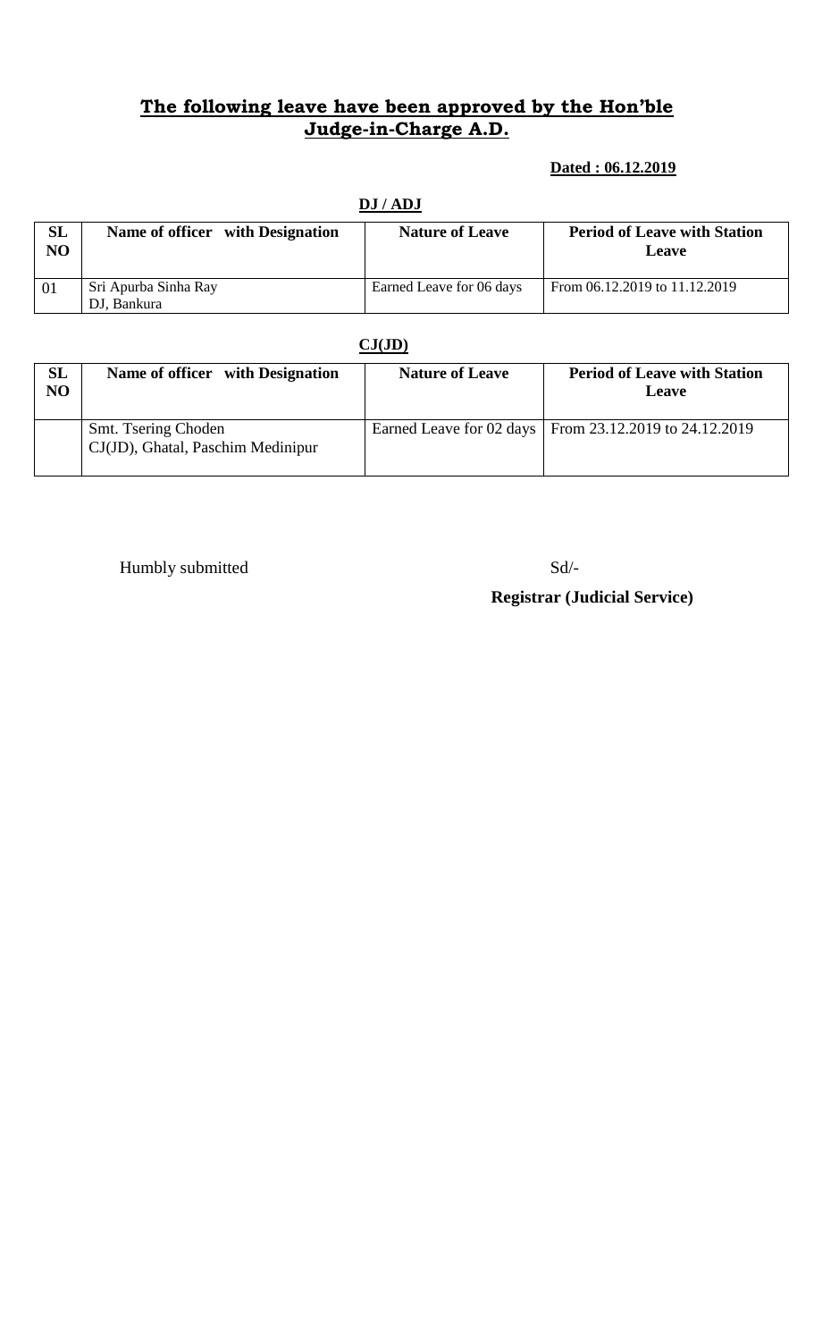## The following leave have been approved by the Hon'ble Judge-in-Charge A.D.

**Dated : 06.12.2019**

**DJ / ADJ**

| SL NO | Name of officer with Designation | Nature of Leave | Period of Leave with Station Leave |
|---|---|---|---|
| 01 | Sri Apurba Sinha Ray<br>DJ, Bankura | Earned Leave for 06 days | From 06.12.2019 to 11.12.2019 |

**CJ(JD)**

| SL NO | Name of officer with Designation | Nature of Leave | Period of Leave with Station Leave |
|---|---|---|---|
| | Smt. Tsering Choden<br>CJ(JD), Ghatal, Paschim Medinipur | Earned Leave for 02 days | From 23.12.2019 to 24.12.2019 |

Humbly submitted

Sd/-

**Registrar (Judicial Service)**